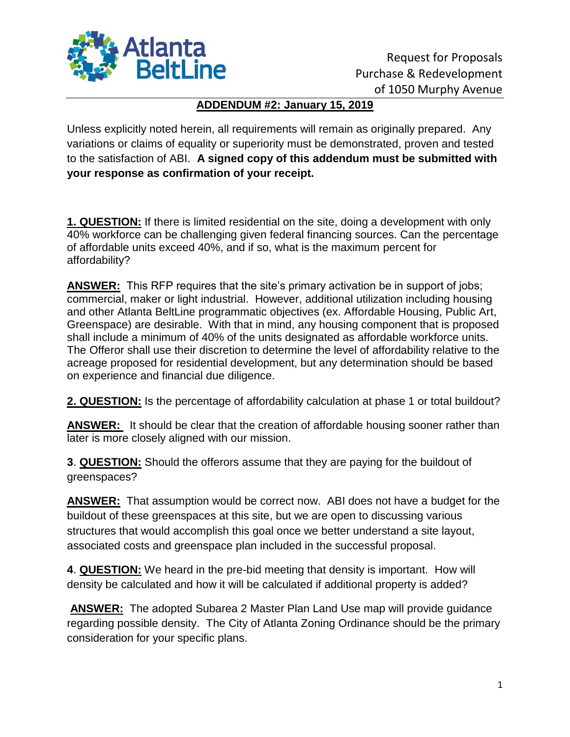Atlanta BeltLine

Request for Proposals
Purchase & Redevelopment
of 1050 Murphy Avenue

## ADDENDUM #2: January 15, 2019

Unless explicitly noted herein, all requirements will remain as originally prepared. Any variations or claims of equality or superiority must be demonstrated, proven and tested to the satisfaction of ABI. **A signed copy of this addendum must be submitted with your response as confirmation of your receipt.**

**1. QUESTION:** If there is limited residential on the site, doing a development with only 40% workforce can be challenging given federal financing sources. Can the percentage of affordable units exceed 40%, and if so, what is the maximum percent for affordability?

**ANSWER:** This RFP requires that the site's primary activation be in support of jobs; commercial, maker or light industrial. However, additional utilization including housing and other Atlanta BeltLine programmatic objectives (ex. Affordable Housing, Public Art, Greenspace) are desirable. With that in mind, any housing component that is proposed shall include a minimum of 40% of the units designated as affordable workforce units. The Offeror shall use their discretion to determine the level of affordability relative to the acreage proposed for residential development, but any determination should be based on experience and financial due diligence.

**2. QUESTION:** Is the percentage of affordability calculation at phase 1 or total buildout?

**ANSWER:** It should be clear that the creation of affordable housing sooner rather than later is more closely aligned with our mission.

**3**. **QUESTION:** Should the offerors assume that they are paying for the buildout of greenspaces?

**ANSWER:** That assumption would be correct now. ABI does not have a budget for the buildout of these greenspaces at this site, but we are open to discussing various structures that would accomplish this goal once we better understand a site layout, associated costs and greenspace plan included in the successful proposal.

**4**. **QUESTION:** We heard in the pre-bid meeting that density is important. How will density be calculated and how it will be calculated if additional property is added?

**ANSWER:** The adopted Subarea 2 Master Plan Land Use map will provide guidance regarding possible density. The City of Atlanta Zoning Ordinance should be the primary consideration for your specific plans.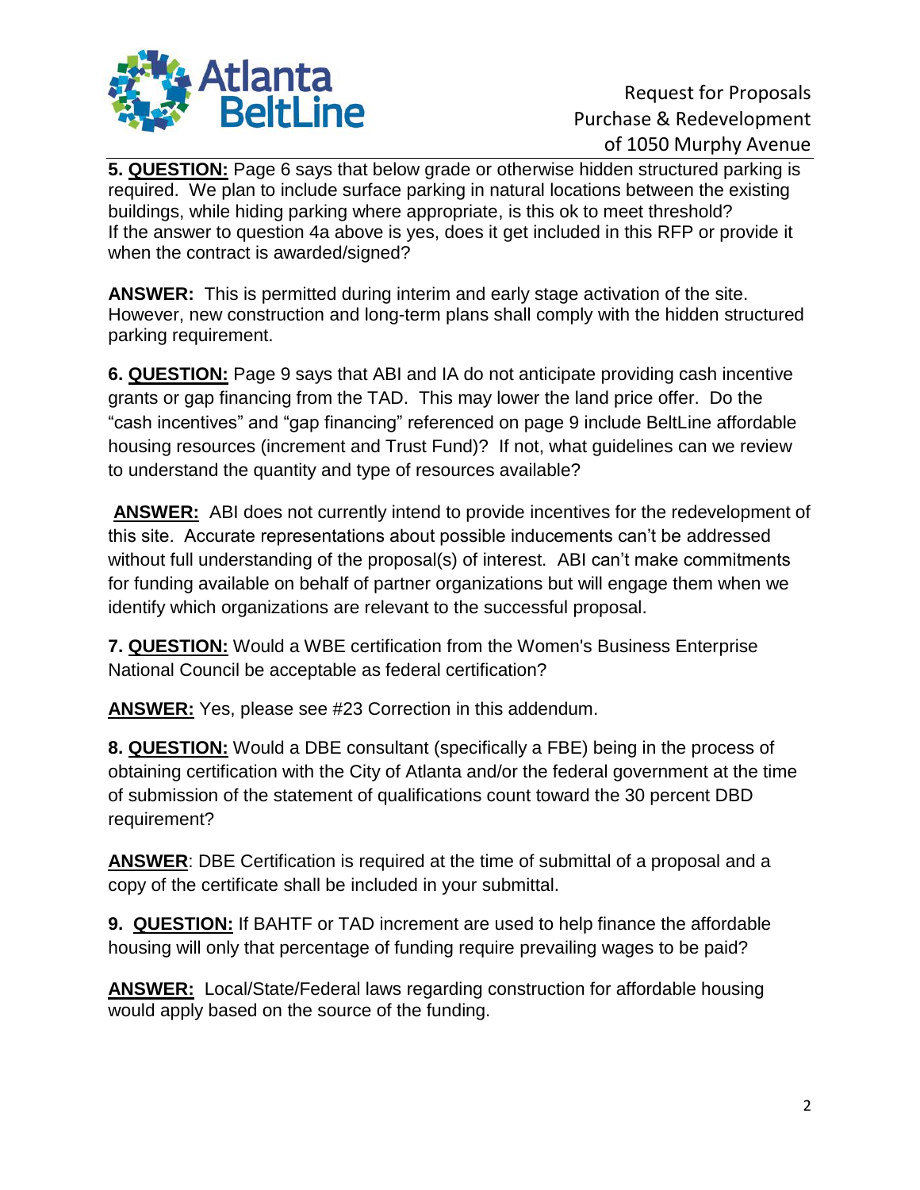**5. QUESTION:** Page 6 says that below grade or otherwise hidden structured parking is required. We plan to include surface parking in natural locations between the existing buildings, while hiding parking where appropriate, is this ok to meet threshold? If the answer to question 4a above is yes, does it get included in this RFP or provide it when the contract is awarded/signed?

**ANSWER:** This is permitted during interim and early stage activation of the site. However, new construction and long-term plans shall comply with the hidden structured parking requirement.

**6. QUESTION:** Page 9 says that ABI and IA do not anticipate providing cash incentive grants or gap financing from the TAD. This may lower the land price offer. Do the "cash incentives" and "gap financing" referenced on page 9 include BeltLine affordable housing resources (increment and Trust Fund)? If not, what guidelines can we review to understand the quantity and type of resources available?

**ANSWER:** ABI does not currently intend to provide incentives for the redevelopment of this site. Accurate representations about possible inducements can't be addressed without full understanding of the proposal(s) of interest. ABI can't make commitments for funding available on behalf of partner organizations but will engage them when we identify which organizations are relevant to the successful proposal.

**7. QUESTION:** Would a WBE certification from the Women's Business Enterprise National Council be acceptable as federal certification?

**ANSWER:** Yes, please see #23 Correction in this addendum.

**8. QUESTION:** Would a DBE consultant (specifically a FBE) being in the process of obtaining certification with the City of Atlanta and/or the federal government at the time of submission of the statement of qualifications count toward the 30 percent DBD requirement?

**ANSWER**: DBE Certification is required at the time of submittal of a proposal and a copy of the certificate shall be included in your submittal.

**9. QUESTION:** If BAHTF or TAD increment are used to help finance the affordable housing will only that percentage of funding require prevailing wages to be paid?

**ANSWER:** Local/State/Federal laws regarding construction for affordable housing would apply based on the source of the funding.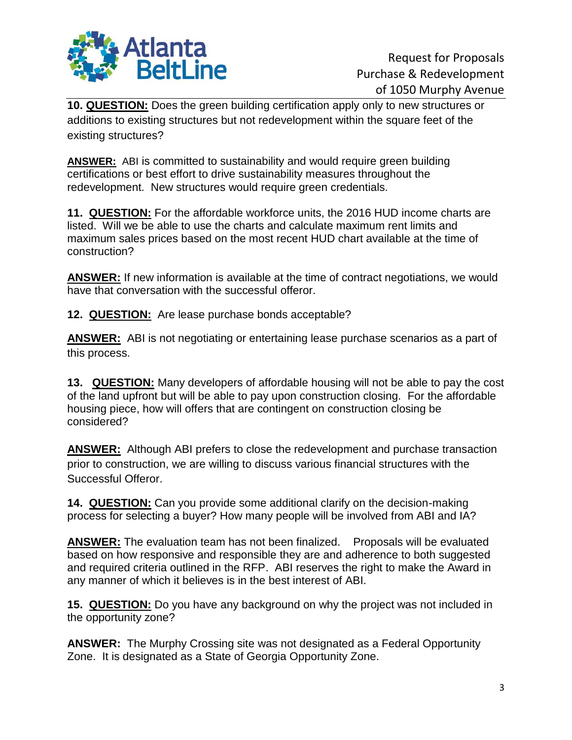**10. QUESTION:** Does the green building certification apply only to new structures or additions to existing structures but not redevelopment within the square feet of the existing structures?

**ANSWER:** ABI is committed to sustainability and would require green building certifications or best effort to drive sustainability measures throughout the redevelopment. New structures would require green credentials.

**11. QUESTION:** For the affordable workforce units, the 2016 HUD income charts are listed. Will we be able to use the charts and calculate maximum rent limits and maximum sales prices based on the most recent HUD chart available at the time of construction?

**ANSWER:** If new information is available at the time of contract negotiations, we would have that conversation with the successful offeror.

**12. QUESTION:** Are lease purchase bonds acceptable?

**ANSWER:** ABI is not negotiating or entertaining lease purchase scenarios as a part of this process.

**13. QUESTION:** Many developers of affordable housing will not be able to pay the cost of the land upfront but will be able to pay upon construction closing. For the affordable housing piece, how will offers that are contingent on construction closing be considered?

**ANSWER:** Although ABI prefers to close the redevelopment and purchase transaction prior to construction, we are willing to discuss various financial structures with the Successful Offeror.

**14. QUESTION:** Can you provide some additional clarify on the decision-making process for selecting a buyer? How many people will be involved from ABI and IA?

**ANSWER:** The evaluation team has not been finalized. Proposals will be evaluated based on how responsive and responsible they are and adherence to both suggested and required criteria outlined in the RFP. ABI reserves the right to make the Award in any manner of which it believes is in the best interest of ABI.

**15. QUESTION:** Do you have any background on why the project was not included in the opportunity zone?

**ANSWER:** The Murphy Crossing site was not designated as a Federal Opportunity Zone. It is designated as a State of Georgia Opportunity Zone.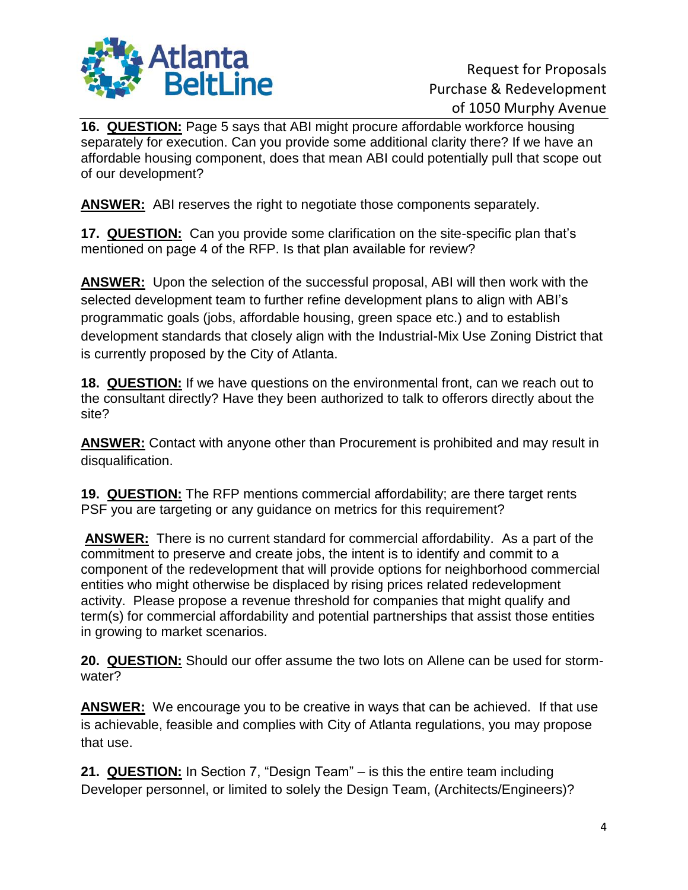**16. QUESTION:** Page 5 says that ABI might procure affordable workforce housing separately for execution. Can you provide some additional clarity there? If we have an affordable housing component, does that mean ABI could potentially pull that scope out of our development?

**ANSWER:** ABI reserves the right to negotiate those components separately.

**17. QUESTION:** Can you provide some clarification on the site-specific plan that's mentioned on page 4 of the RFP. Is that plan available for review?

**ANSWER:** Upon the selection of the successful proposal, ABI will then work with the selected development team to further refine development plans to align with ABI's programmatic goals (jobs, affordable housing, green space etc.) and to establish development standards that closely align with the Industrial-Mix Use Zoning District that is currently proposed by the City of Atlanta.

**18. QUESTION:** If we have questions on the environmental front, can we reach out to the consultant directly? Have they been authorized to talk to offerors directly about the site?

**ANSWER:** Contact with anyone other than Procurement is prohibited and may result in disqualification.

**19. QUESTION:** The RFP mentions commercial affordability; are there target rents PSF you are targeting or any guidance on metrics for this requirement?

**ANSWER:** There is no current standard for commercial affordability. As a part of the commitment to preserve and create jobs, the intent is to identify and commit to a component of the redevelopment that will provide options for neighborhood commercial entities who might otherwise be displaced by rising prices related redevelopment activity. Please propose a revenue threshold for companies that might qualify and term(s) for commercial affordability and potential partnerships that assist those entities in growing to market scenarios.

**20. QUESTION:** Should our offer assume the two lots on Allene can be used for storm-water?

**ANSWER:** We encourage you to be creative in ways that can be achieved. If that use is achievable, feasible and complies with City of Atlanta regulations, you may propose that use.

**21. QUESTION:** In Section 7, "Design Team" – is this the entire team including Developer personnel, or limited to solely the Design Team, (Architects/Engineers)?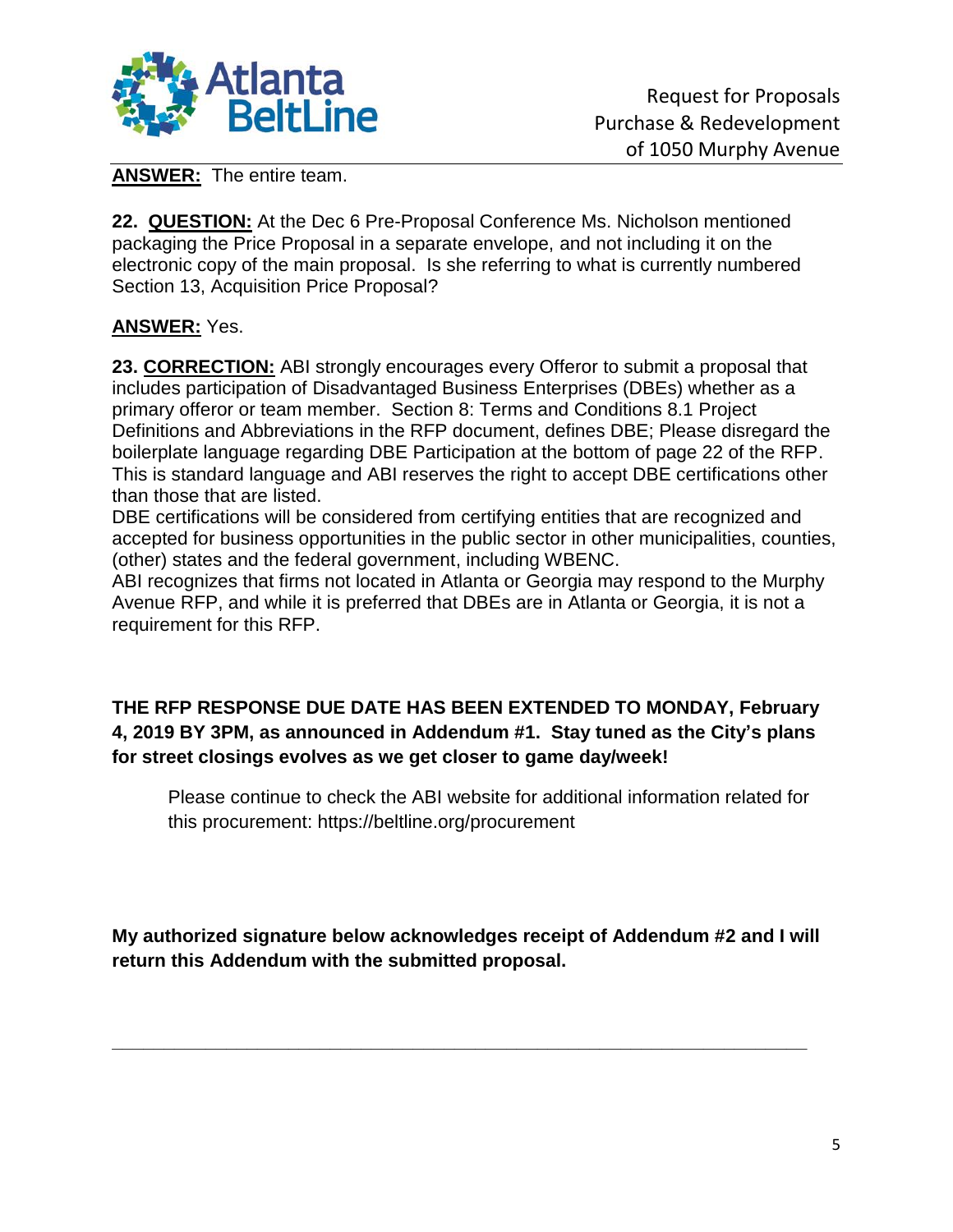**ANSWER:** The entire team.

**22. QUESTION:** At the Dec 6 Pre-Proposal Conference Ms. Nicholson mentioned packaging the Price Proposal in a separate envelope, and not including it on the electronic copy of the main proposal. Is she referring to what is currently numbered Section 13, Acquisition Price Proposal?

**ANSWER:** Yes.

**23. CORRECTION:** ABI strongly encourages every Offeror to submit a proposal that includes participation of Disadvantaged Business Enterprises (DBEs) whether as a primary offeror or team member. Section 8: Terms and Conditions 8.1 Project Definitions and Abbreviations in the RFP document, defines DBE; Please disregard the boilerplate language regarding DBE Participation at the bottom of page 22 of the RFP. This is standard language and ABI reserves the right to accept DBE certifications other than those that are listed.

DBE certifications will be considered from certifying entities that are recognized and accepted for business opportunities in the public sector in other municipalities, counties, (other) states and the federal government, including WBENC.

ABI recognizes that firms not located in Atlanta or Georgia may respond to the Murphy Avenue RFP, and while it is preferred that DBEs are in Atlanta or Georgia, it is not a requirement for this RFP.

**THE RFP RESPONSE DUE DATE HAS BEEN EXTENDED TO MONDAY, February 4, 2019 BY 3PM, as announced in Addendum #1. Stay tuned as the City's plans for street closings evolves as we get closer to game day/week!**

Please continue to check the ABI website for additional information related for this procurement: https://beltline.org/procurement

**My authorized signature below acknowledges receipt of Addendum #2 and I will return this Addendum with the submitted proposal.**

\_\_\_\_\_\_\_\_\_\_\_\_\_\_\_\_\_\_\_\_\_\_\_\_\_\_\_\_\_\_\_\_\_\_\_\_\_\_\_\_\_\_\_\_\_\_\_\_\_\_\_\_\_\_\_\_\_\_\_\_\_\_\_\_